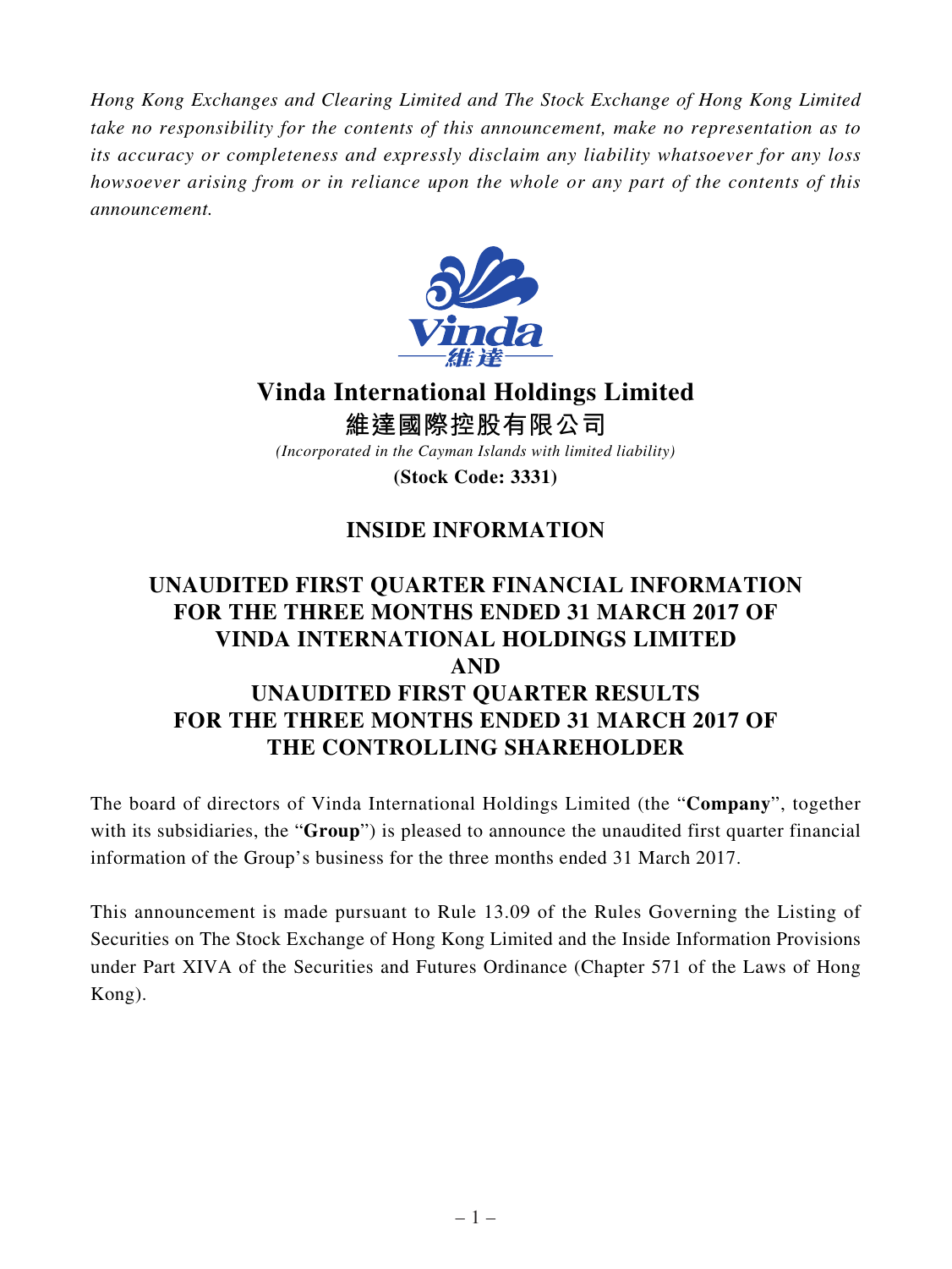*Hong Kong Exchanges and Clearing Limited and The Stock Exchange of Hong Kong Limited take no responsibility for the contents of this announcement, make no representation as to its accuracy or completeness and expressly disclaim any liability whatsoever for any loss howsoever arising from or in reliance upon the whole or any part of the contents of this announcement.*

# Vinda International Holdings Limited
# 維達國際控股有限公司

*(Incorporated in the Cayman Islands with limited liability)*

**(Stock Code: 3331)**

## INSIDE INFORMATION

## UNAUDITED FIRST QUARTER FINANCIAL INFORMATION FOR THE THREE MONTHS ENDED 31 MARCH 2017 OF VINDA INTERNATIONAL HOLDINGS LIMITED AND UNAUDITED FIRST QUARTER RESULTS FOR THE THREE MONTHS ENDED 31 MARCH 2017 OF THE CONTROLLING SHAREHOLDER

The board of directors of Vinda International Holdings Limited (the "**Company**", together with its subsidiaries, the "**Group**") is pleased to announce the unaudited first quarter financial information of the Group's business for the three months ended 31 March 2017.

This announcement is made pursuant to Rule 13.09 of the Rules Governing the Listing of Securities on The Stock Exchange of Hong Kong Limited and the Inside Information Provisions under Part XIVA of the Securities and Futures Ordinance (Chapter 571 of the Laws of Hong Kong).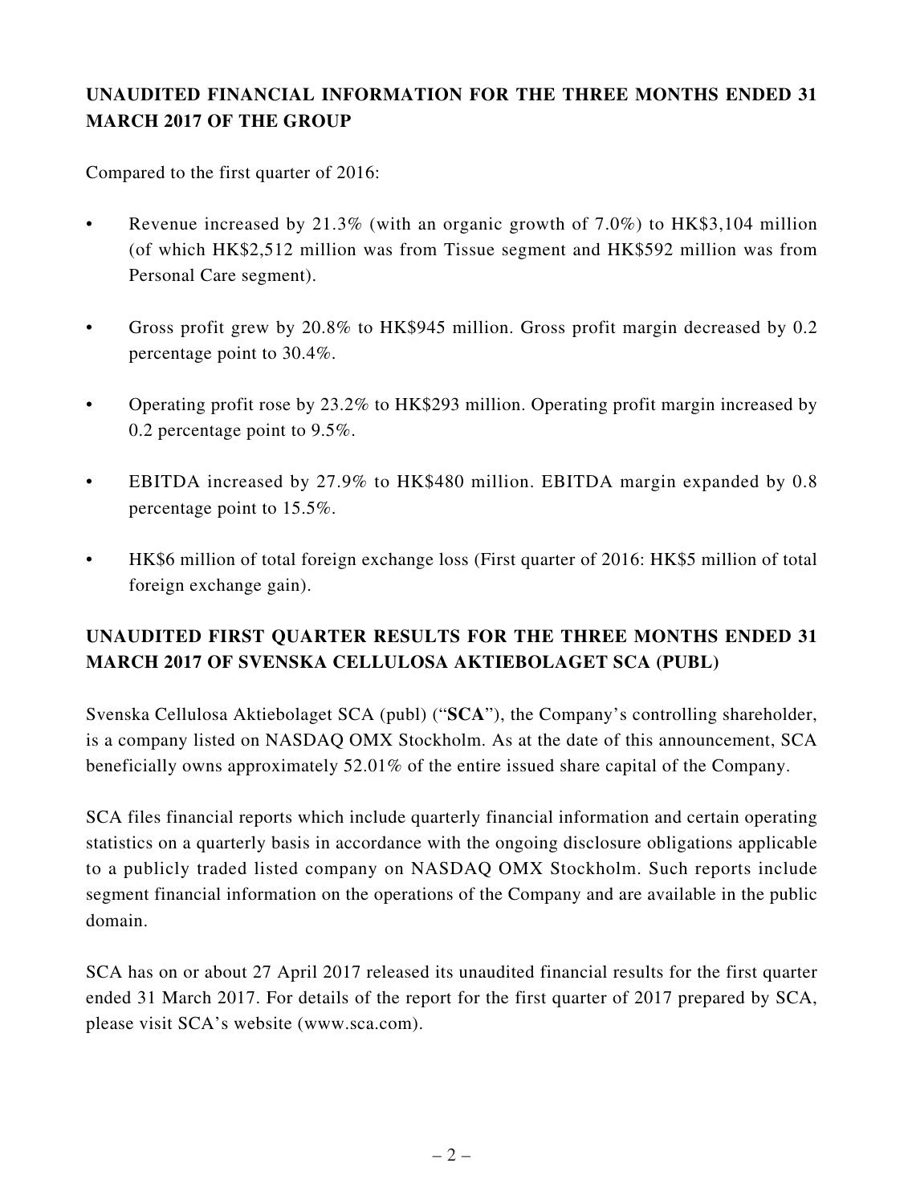## UNAUDITED FINANCIAL INFORMATION FOR THE THREE MONTHS ENDED 31 MARCH 2017 OF THE GROUP

Compared to the first quarter of 2016:

- Revenue increased by 21.3% (with an organic growth of 7.0%) to HK$3,104 million (of which HK$2,512 million was from Tissue segment and HK$592 million was from Personal Care segment).
- Gross profit grew by 20.8% to HK$945 million. Gross profit margin decreased by 0.2 percentage point to 30.4%.
- Operating profit rose by 23.2% to HK$293 million. Operating profit margin increased by 0.2 percentage point to 9.5%.
- EBITDA increased by 27.9% to HK$480 million. EBITDA margin expanded by 0.8 percentage point to 15.5%.
- HK$6 million of total foreign exchange loss (First quarter of 2016: HK$5 million of total foreign exchange gain).

## UNAUDITED FIRST QUARTER RESULTS FOR THE THREE MONTHS ENDED 31 MARCH 2017 OF SVENSKA CELLULOSA AKTIEBOLAGET SCA (PUBL)

Svenska Cellulosa Aktiebolaget SCA (publ) ("**SCA**"), the Company's controlling shareholder, is a company listed on NASDAQ OMX Stockholm. As at the date of this announcement, SCA beneficially owns approximately 52.01% of the entire issued share capital of the Company.

SCA files financial reports which include quarterly financial information and certain operating statistics on a quarterly basis in accordance with the ongoing disclosure obligations applicable to a publicly traded listed company on NASDAQ OMX Stockholm. Such reports include segment financial information on the operations of the Company and are available in the public domain.

SCA has on or about 27 April 2017 released its unaudited financial results for the first quarter ended 31 March 2017. For details of the report for the first quarter of 2017 prepared by SCA, please visit SCA's website (www.sca.com).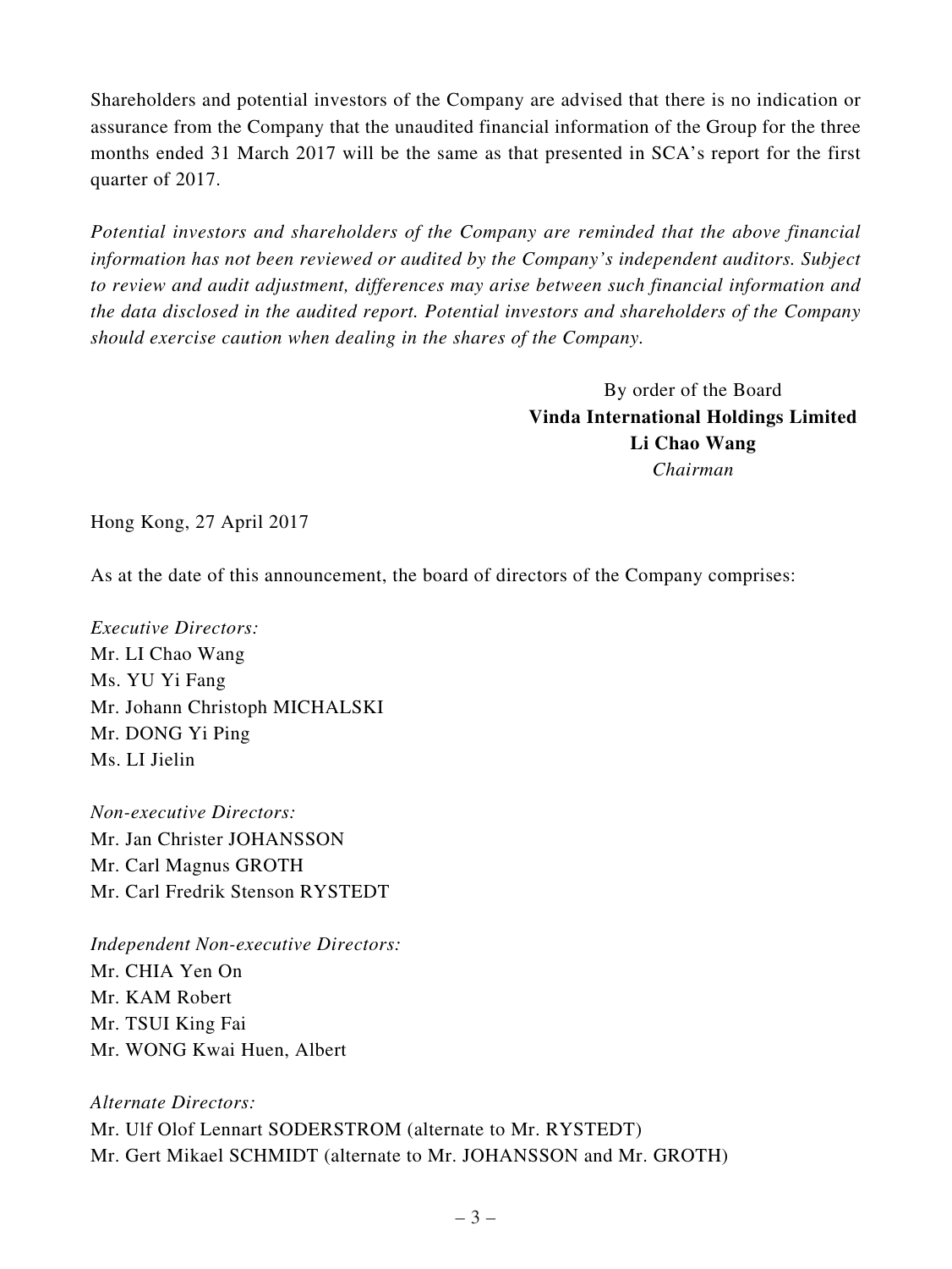Shareholders and potential investors of the Company are advised that there is no indication or assurance from the Company that the unaudited financial information of the Group for the three months ended 31 March 2017 will be the same as that presented in SCA's report for the first quarter of 2017.

*Potential investors and shareholders of the Company are reminded that the above financial information has not been reviewed or audited by the Company's independent auditors. Subject to review and audit adjustment, differences may arise between such financial information and the data disclosed in the audited report. Potential investors and shareholders of the Company should exercise caution when dealing in the shares of the Company.*

By order of the Board
**Vinda International Holdings Limited**
**Li Chao Wang**
*Chairman*

Hong Kong, 27 April 2017

As at the date of this announcement, the board of directors of the Company comprises:

*Executive Directors:*
Mr. LI Chao Wang
Ms. YU Yi Fang
Mr. Johann Christoph MICHALSKI
Mr. DONG Yi Ping
Ms. LI Jielin

*Non-executive Directors:*
Mr. Jan Christer JOHANSSON
Mr. Carl Magnus GROTH
Mr. Carl Fredrik Stenson RYSTEDT

*Independent Non-executive Directors:*
Mr. CHIA Yen On
Mr. KAM Robert
Mr. TSUI King Fai
Mr. WONG Kwai Huen, Albert

*Alternate Directors:*
Mr. Ulf Olof Lennart SODERSTROM (alternate to Mr. RYSTEDT)
Mr. Gert Mikael SCHMIDT (alternate to Mr. JOHANSSON and Mr. GROTH)